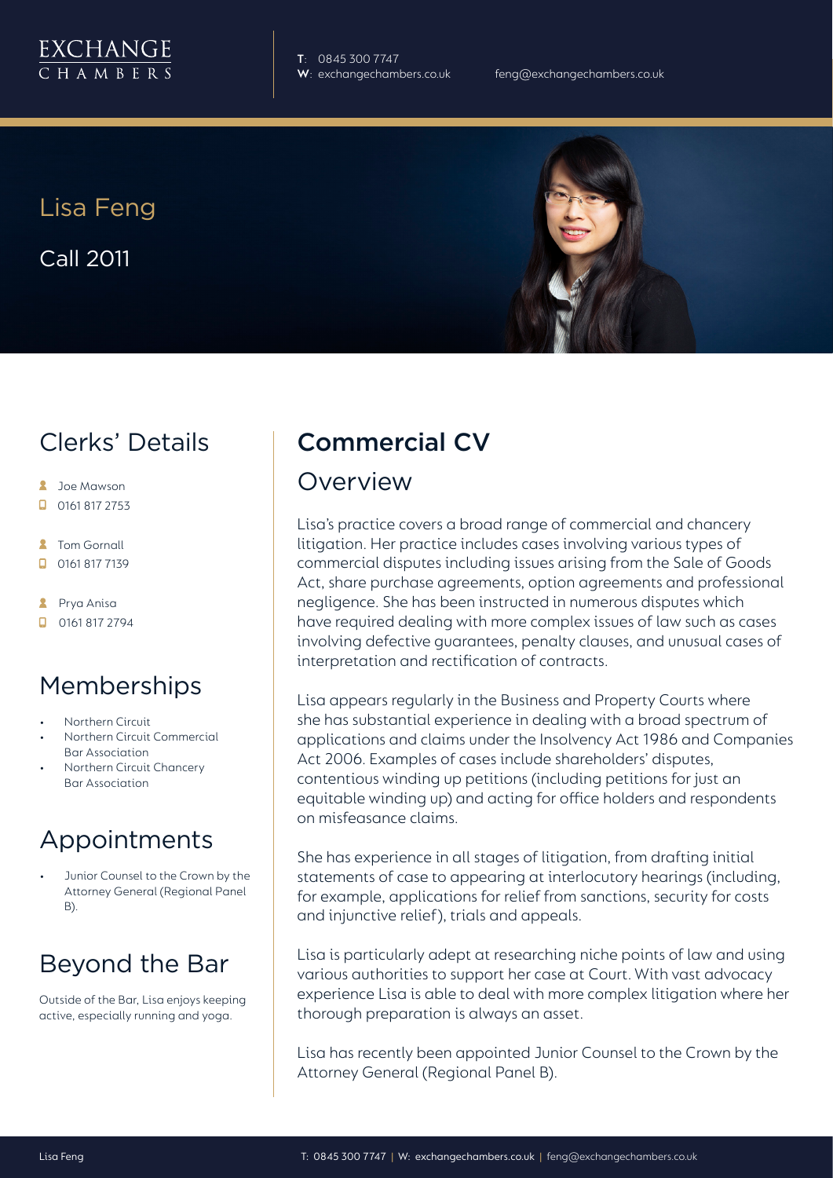EXCHANGE CHAMBERS

**T**: 0845 300 7747
**W**: exchangechambers.co.uk
feng@exchangechambers.co.uk

# Lisa Feng

Call 2011

## Clerks' Details

- Joe Mawson
- 0161 817 2753
- Tom Gornall
- 0161 817 7139
- Prya Anisa
- 0161 817 2794

## Memberships

- Northern Circuit
- Northern Circuit Commercial Bar Association
- Northern Circuit Chancery Bar Association

## Appointments

- Junior Counsel to the Crown by the Attorney General (Regional Panel B).

## Beyond the Bar

Outside of the Bar, Lisa enjoys keeping active, especially running and yoga.

# Commercial CV

## Overview

Lisa's practice covers a broad range of commercial and chancery litigation. Her practice includes cases involving various types of commercial disputes including issues arising from the Sale of Goods Act, share purchase agreements, option agreements and professional negligence. She has been instructed in numerous disputes which have required dealing with more complex issues of law such as cases involving defective guarantees, penalty clauses, and unusual cases of interpretation and rectification of contracts.

Lisa appears regularly in the Business and Property Courts where she has substantial experience in dealing with a broad spectrum of applications and claims under the Insolvency Act 1986 and Companies Act 2006. Examples of cases include shareholders' disputes, contentious winding up petitions (including petitions for just an equitable winding up) and acting for office holders and respondents on misfeasance claims.

She has experience in all stages of litigation, from drafting initial statements of case to appearing at interlocutory hearings (including, for example, applications for relief from sanctions, security for costs and injunctive relief), trials and appeals.

Lisa is particularly adept at researching niche points of law and using various authorities to support her case at Court. With vast advocacy experience Lisa is able to deal with more complex litigation where her thorough preparation is always an asset.

Lisa has recently been appointed Junior Counsel to the Crown by the Attorney General (Regional Panel B).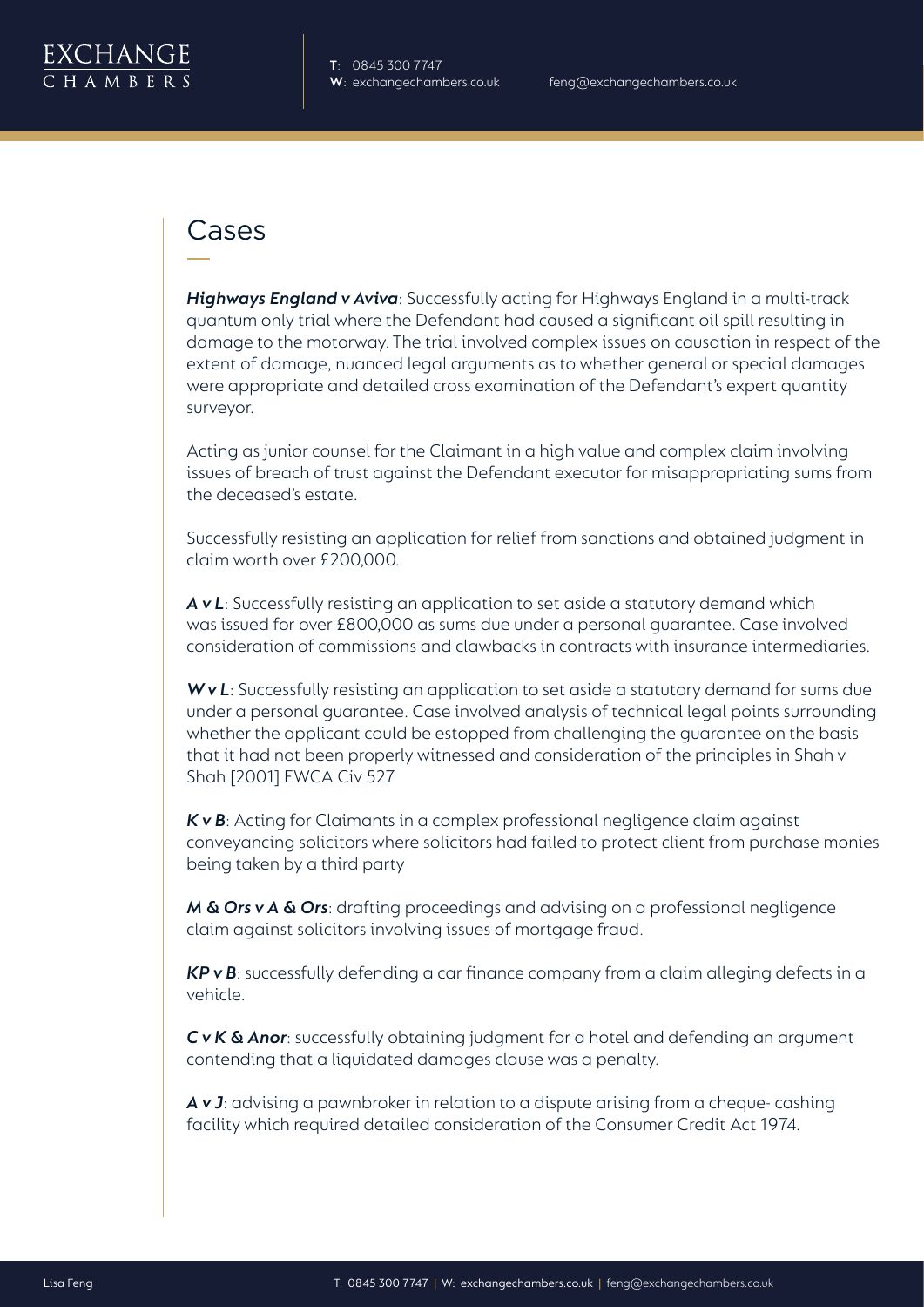## Cases

***Highways England v Aviva***: Successfully acting for Highways England in a multi-track quantum only trial where the Defendant had caused a significant oil spill resulting in damage to the motorway. The trial involved complex issues on causation in respect of the extent of damage, nuanced legal arguments as to whether general or special damages were appropriate and detailed cross examination of the Defendant's expert quantity surveyor.

Acting as junior counsel for the Claimant in a high value and complex claim involving issues of breach of trust against the Defendant executor for misappropriating sums from the deceased's estate.

Successfully resisting an application for relief from sanctions and obtained judgment in claim worth over £200,000.

***A v L***: Successfully resisting an application to set aside a statutory demand which was issued for over £800,000 as sums due under a personal guarantee. Case involved consideration of commissions and clawbacks in contracts with insurance intermediaries.

***W v L***: Successfully resisting an application to set aside a statutory demand for sums due under a personal guarantee. Case involved analysis of technical legal points surrounding whether the applicant could be estopped from challenging the guarantee on the basis that it had not been properly witnessed and consideration of the principles in Shah v Shah [2001] EWCA Civ 527

***K v B***: Acting for Claimants in a complex professional negligence claim against conveyancing solicitors where solicitors had failed to protect client from purchase monies being taken by a third party

***M & Ors v A & Ors***: drafting proceedings and advising on a professional negligence claim against solicitors involving issues of mortgage fraud.

***KP v B***: successfully defending a car finance company from a claim alleging defects in a vehicle.

***C v K & Anor***: successfully obtaining judgment for a hotel and defending an argument contending that a liquidated damages clause was a penalty.

***A v J***: advising a pawnbroker in relation to a dispute arising from a cheque- cashing facility which required detailed consideration of the Consumer Credit Act 1974.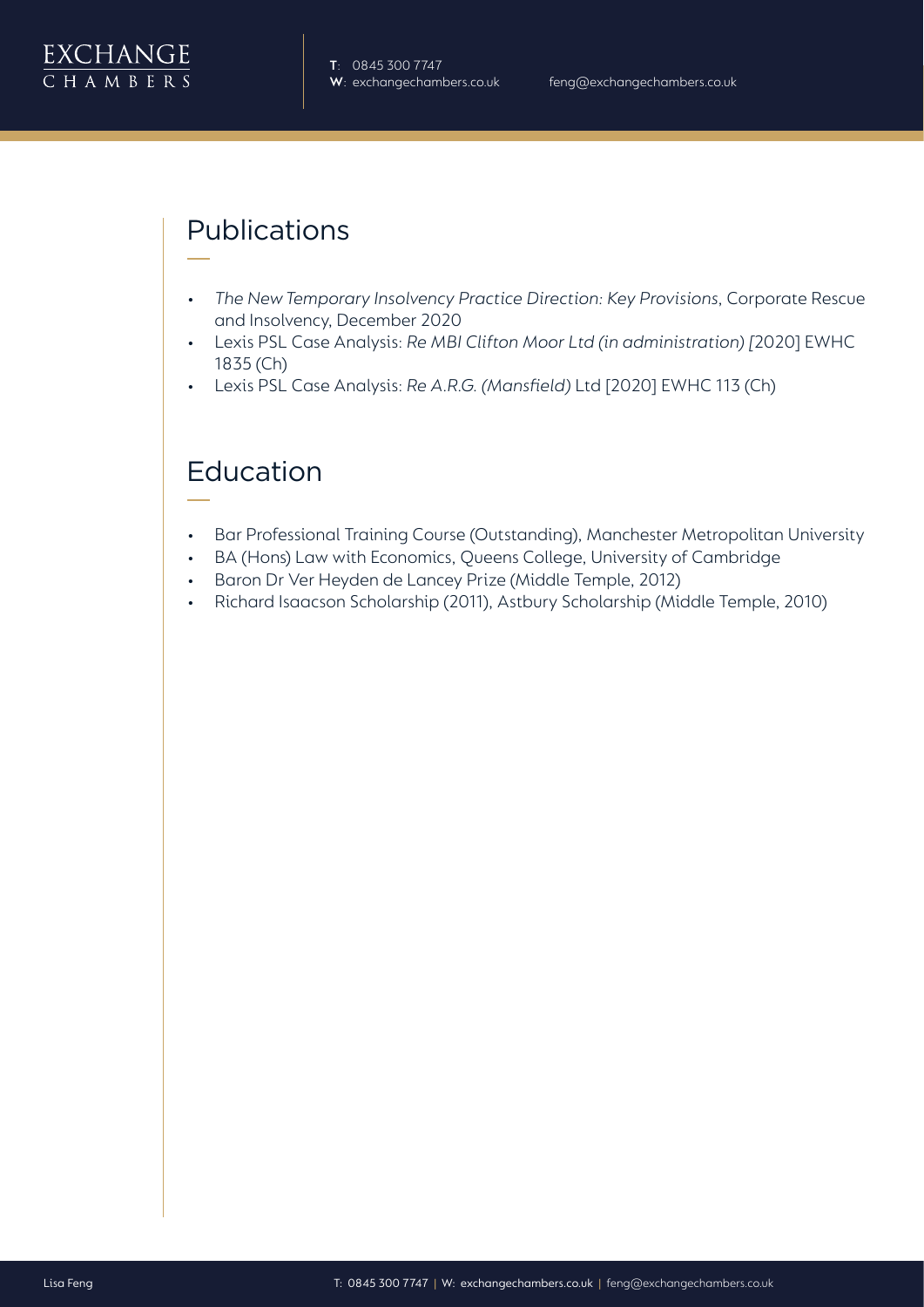## Publications

- *The New Temporary Insolvency Practice Direction: Key Provisions*, Corporate Rescue and Insolvency, December 2020
- Lexis PSL Case Analysis: *Re MBI Clifton Moor Ltd (in administration) [*2020] EWHC 1835 (Ch)
- Lexis PSL Case Analysis: *Re A.R.G. (Mansfield)* Ltd [2020] EWHC 113 (Ch)

## Education

- Bar Professional Training Course (Outstanding), Manchester Metropolitan University
- BA (Hons) Law with Economics, Queens College, University of Cambridge
- Baron Dr Ver Heyden de Lancey Prize (Middle Temple, 2012)
- Richard Isaacson Scholarship (2011), Astbury Scholarship (Middle Temple, 2010)